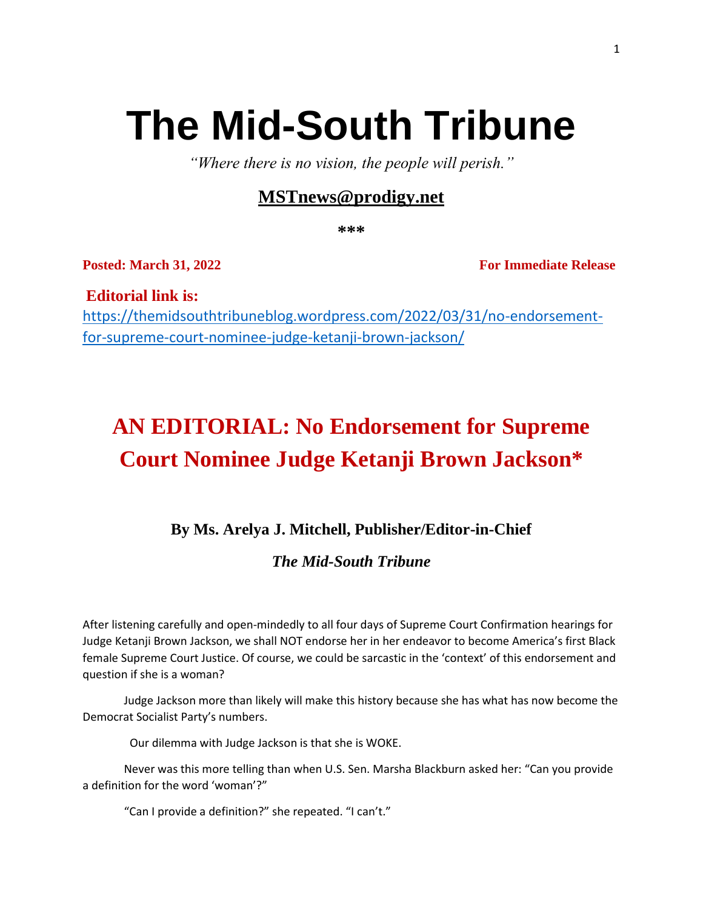# The Mid-South Tribune

*"Where there is no vision, the people will perish."*

**MSTnews@prodigy.net**

***

**Posted: March 31, 2022** **For Immediate Release**

**Editorial link is:**
https://themidsouthtribuneblog.wordpress.com/2022/03/31/no-endorsement-for-supreme-court-nominee-judge-ketanji-brown-jackson/

## AN EDITORIAL: No Endorsement for Supreme Court Nominee Judge Ketanji Brown Jackson*

**By Ms. Arelya J. Mitchell, Publisher/Editor-in-Chief**

***The Mid-South Tribune***

After listening carefully and open-mindedly to all four days of Supreme Court Confirmation hearings for Judge Ketanji Brown Jackson, we shall NOT endorse her in her endeavor to become America's first Black female Supreme Court Justice. Of course, we could be sarcastic in the 'context' of this endorsement and question if she is a woman?

Judge Jackson more than likely will make this history because she has what has now become the Democrat Socialist Party's numbers.

Our dilemma with Judge Jackson is that she is WOKE.

Never was this more telling than when U.S. Sen. Marsha Blackburn asked her: "Can you provide a definition for the word 'woman'?"

"Can I provide a definition?" she repeated. "I can't."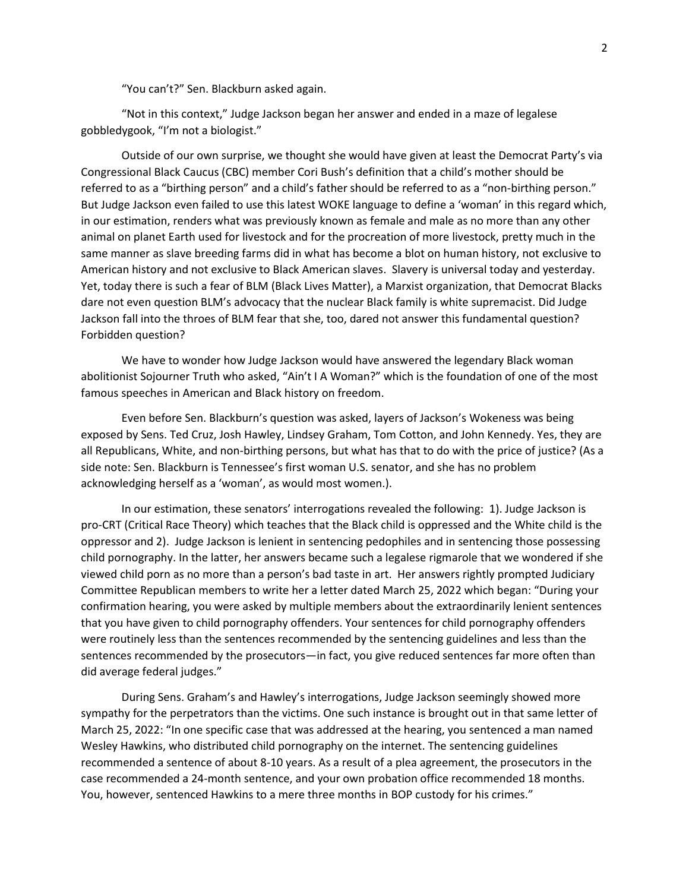"You can't?" Sen. Blackburn asked again.

"Not in this context," Judge Jackson began her answer and ended in a maze of legalese gobbledygook, "I'm not a biologist."

Outside of our own surprise, we thought she would have given at least the Democrat Party's via Congressional Black Caucus (CBC) member Cori Bush's definition that a child's mother should be referred to as a "birthing person" and a child's father should be referred to as a "non-birthing person." But Judge Jackson even failed to use this latest WOKE language to define a 'woman' in this regard which, in our estimation, renders what was previously known as female and male as no more than any other animal on planet Earth used for livestock and for the procreation of more livestock, pretty much in the same manner as slave breeding farms did in what has become a blot on human history, not exclusive to American history and not exclusive to Black American slaves. Slavery is universal today and yesterday. Yet, today there is such a fear of BLM (Black Lives Matter), a Marxist organization, that Democrat Blacks dare not even question BLM's advocacy that the nuclear Black family is white supremacist. Did Judge Jackson fall into the throes of BLM fear that she, too, dared not answer this fundamental question? Forbidden question?

We have to wonder how Judge Jackson would have answered the legendary Black woman abolitionist Sojourner Truth who asked, "Ain't I A Woman?" which is the foundation of one of the most famous speeches in American and Black history on freedom.

Even before Sen. Blackburn's question was asked, layers of Jackson's Wokeness was being exposed by Sens. Ted Cruz, Josh Hawley, Lindsey Graham, Tom Cotton, and John Kennedy. Yes, they are all Republicans, White, and non-birthing persons, but what has that to do with the price of justice? (As a side note: Sen. Blackburn is Tennessee's first woman U.S. senator, and she has no problem acknowledging herself as a 'woman', as would most women.).

In our estimation, these senators' interrogations revealed the following: 1). Judge Jackson is pro-CRT (Critical Race Theory) which teaches that the Black child is oppressed and the White child is the oppressor and 2). Judge Jackson is lenient in sentencing pedophiles and in sentencing those possessing child pornography. In the latter, her answers became such a legalese rigmarole that we wondered if she viewed child porn as no more than a person's bad taste in art. Her answers rightly prompted Judiciary Committee Republican members to write her a letter dated March 25, 2022 which began: "During your confirmation hearing, you were asked by multiple members about the extraordinarily lenient sentences that you have given to child pornography offenders. Your sentences for child pornography offenders were routinely less than the sentences recommended by the sentencing guidelines and less than the sentences recommended by the prosecutors—in fact, you give reduced sentences far more often than did average federal judges."

During Sens. Graham's and Hawley's interrogations, Judge Jackson seemingly showed more sympathy for the perpetrators than the victims. One such instance is brought out in that same letter of March 25, 2022: "In one specific case that was addressed at the hearing, you sentenced a man named Wesley Hawkins, who distributed child pornography on the internet. The sentencing guidelines recommended a sentence of about 8-10 years. As a result of a plea agreement, the prosecutors in the case recommended a 24-month sentence, and your own probation office recommended 18 months. You, however, sentenced Hawkins to a mere three months in BOP custody for his crimes."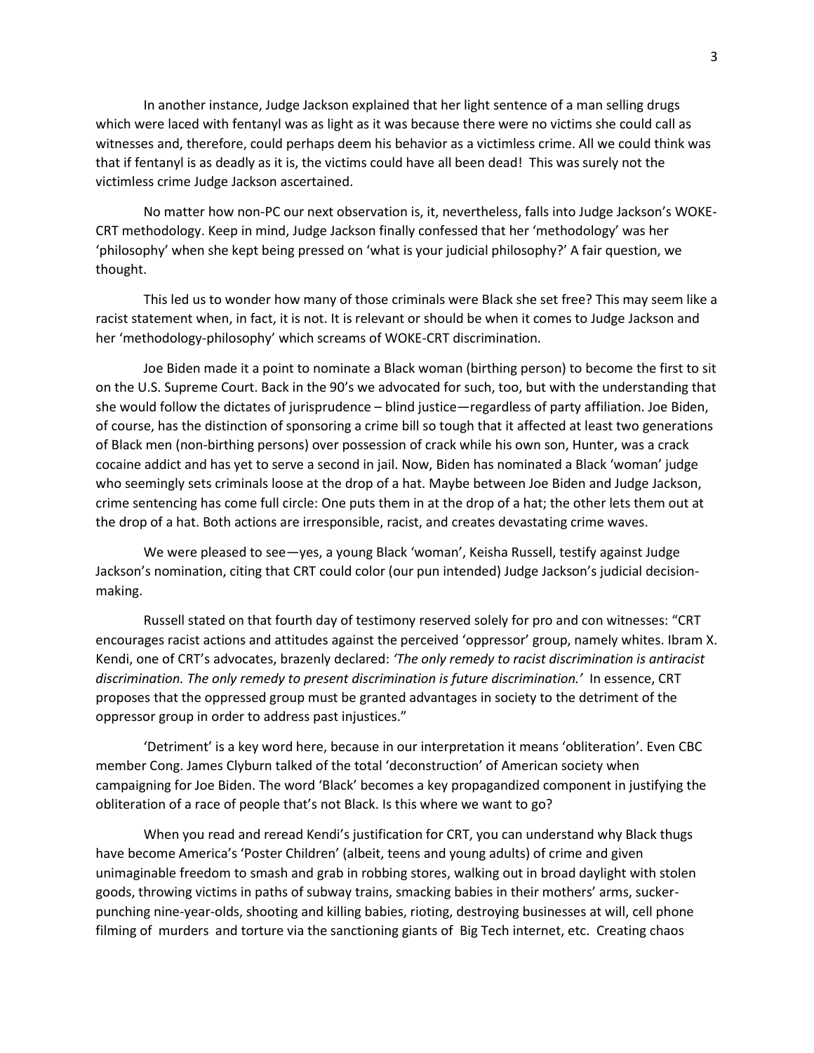In another instance, Judge Jackson explained that her light sentence of a man selling drugs which were laced with fentanyl was as light as it was because there were no victims she could call as witnesses and, therefore, could perhaps deem his behavior as a victimless crime. All we could think was that if fentanyl is as deadly as it is, the victims could have all been dead! This was surely not the victimless crime Judge Jackson ascertained.

No matter how non-PC our next observation is, it, nevertheless, falls into Judge Jackson's WOKE-CRT methodology. Keep in mind, Judge Jackson finally confessed that her 'methodology' was her 'philosophy' when she kept being pressed on 'what is your judicial philosophy?' A fair question, we thought.

This led us to wonder how many of those criminals were Black she set free? This may seem like a racist statement when, in fact, it is not. It is relevant or should be when it comes to Judge Jackson and her 'methodology-philosophy' which screams of WOKE-CRT discrimination.

Joe Biden made it a point to nominate a Black woman (birthing person) to become the first to sit on the U.S. Supreme Court. Back in the 90's we advocated for such, too, but with the understanding that she would follow the dictates of jurisprudence – blind justice—regardless of party affiliation. Joe Biden, of course, has the distinction of sponsoring a crime bill so tough that it affected at least two generations of Black men (non-birthing persons) over possession of crack while his own son, Hunter, was a crack cocaine addict and has yet to serve a second in jail. Now, Biden has nominated a Black 'woman' judge who seemingly sets criminals loose at the drop of a hat. Maybe between Joe Biden and Judge Jackson, crime sentencing has come full circle: One puts them in at the drop of a hat; the other lets them out at the drop of a hat. Both actions are irresponsible, racist, and creates devastating crime waves.

We were pleased to see—yes, a young Black 'woman', Keisha Russell, testify against Judge Jackson's nomination, citing that CRT could color (our pun intended) Judge Jackson's judicial decision-making.

Russell stated on that fourth day of testimony reserved solely for pro and con witnesses: "CRT encourages racist actions and attitudes against the perceived 'oppressor' group, namely whites. Ibram X. Kendi, one of CRT's advocates, brazenly declared: *'The only remedy to racist discrimination is antiracist discrimination. The only remedy to present discrimination is future discrimination.'* In essence, CRT proposes that the oppressed group must be granted advantages in society to the detriment of the oppressor group in order to address past injustices."

'Detriment' is a key word here, because in our interpretation it means 'obliteration'. Even CBC member Cong. James Clyburn talked of the total 'deconstruction' of American society when campaigning for Joe Biden. The word 'Black' becomes a key propagandized component in justifying the obliteration of a race of people that's not Black. Is this where we want to go?

When you read and reread Kendi's justification for CRT, you can understand why Black thugs have become America's 'Poster Children' (albeit, teens and young adults) of crime and given unimaginable freedom to smash and grab in robbing stores, walking out in broad daylight with stolen goods, throwing victims in paths of subway trains, smacking babies in their mothers' arms, sucker-punching nine-year-olds, shooting and killing babies, rioting, destroying businesses at will, cell phone filming of murders and torture via the sanctioning giants of Big Tech internet, etc. Creating chaos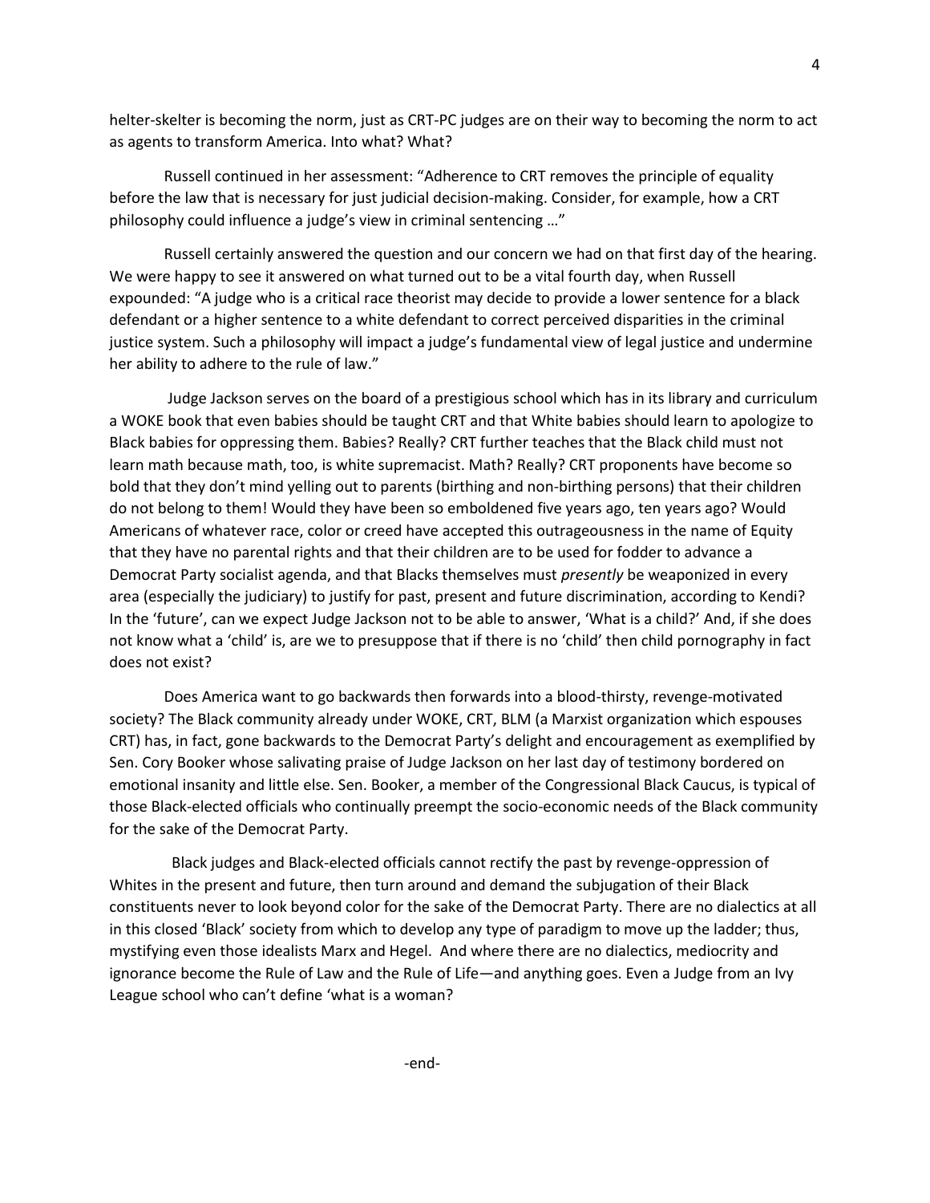helter-skelter is becoming the norm, just as CRT-PC judges are on their way to becoming the norm to act as agents to transform America. Into what? What?

Russell continued in her assessment: "Adherence to CRT removes the principle of equality before the law that is necessary for just judicial decision-making. Consider, for example, how a CRT philosophy could influence a judge's view in criminal sentencing …"

Russell certainly answered the question and our concern we had on that first day of the hearing. We were happy to see it answered on what turned out to be a vital fourth day, when Russell expounded: "A judge who is a critical race theorist may decide to provide a lower sentence for a black defendant or a higher sentence to a white defendant to correct perceived disparities in the criminal justice system. Such a philosophy will impact a judge's fundamental view of legal justice and undermine her ability to adhere to the rule of law."

Judge Jackson serves on the board of a prestigious school which has in its library and curriculum a WOKE book that even babies should be taught CRT and that White babies should learn to apologize to Black babies for oppressing them. Babies? Really? CRT further teaches that the Black child must not learn math because math, too, is white supremacist. Math? Really? CRT proponents have become so bold that they don't mind yelling out to parents (birthing and non-birthing persons) that their children do not belong to them! Would they have been so emboldened five years ago, ten years ago? Would Americans of whatever race, color or creed have accepted this outrageousness in the name of Equity that they have no parental rights and that their children are to be used for fodder to advance a Democrat Party socialist agenda, and that Blacks themselves must *presently* be weaponized in every area (especially the judiciary) to justify for past, present and future discrimination, according to Kendi? In the 'future', can we expect Judge Jackson not to be able to answer, 'What is a child?' And, if she does not know what a 'child' is, are we to presuppose that if there is no 'child' then child pornography in fact does not exist?

Does America want to go backwards then forwards into a blood-thirsty, revenge-motivated society? The Black community already under WOKE, CRT, BLM (a Marxist organization which espouses CRT) has, in fact, gone backwards to the Democrat Party's delight and encouragement as exemplified by Sen. Cory Booker whose salivating praise of Judge Jackson on her last day of testimony bordered on emotional insanity and little else. Sen. Booker, a member of the Congressional Black Caucus, is typical of those Black-elected officials who continually preempt the socio-economic needs of the Black community for the sake of the Democrat Party.

Black judges and Black-elected officials cannot rectify the past by revenge-oppression of Whites in the present and future, then turn around and demand the subjugation of their Black constituents never to look beyond color for the sake of the Democrat Party. There are no dialectics at all in this closed 'Black' society from which to develop any type of paradigm to move up the ladder; thus, mystifying even those idealists Marx and Hegel. And where there are no dialectics, mediocrity and ignorance become the Rule of Law and the Rule of Life—and anything goes. Even a Judge from an Ivy League school who can't define 'what is a woman?

-end-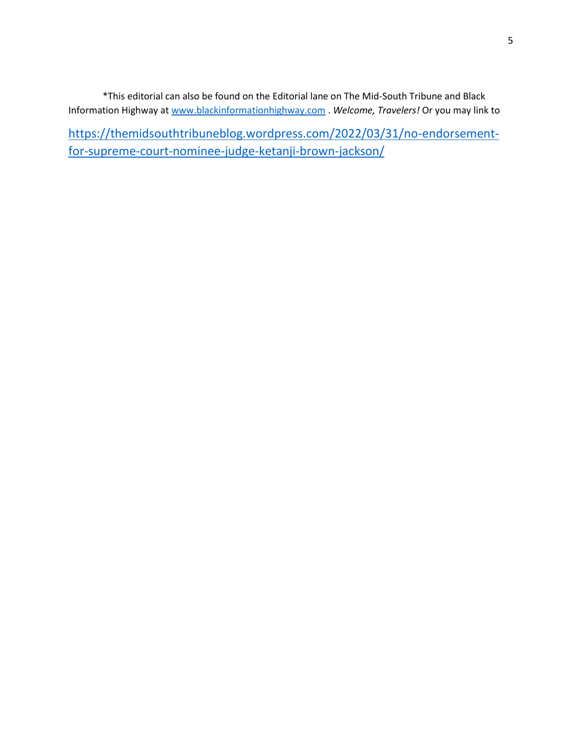*This editorial can also be found on the Editorial lane on The Mid-South Tribune and Black Information Highway at [www.blackinformationhighway.com](http://www.blackinformationhighway.com) . *Welcome, Travelers!* Or you may link to

[https://themidsouthtribuneblog.wordpress.com/2022/03/31/no-endorsement-for-supreme-court-nominee-judge-ketanji-brown-jackson/](https://themidsouthtribuneblog.wordpress.com/2022/03/31/no-endorsement-for-supreme-court-nominee-judge-ketanji-brown-jackson/)